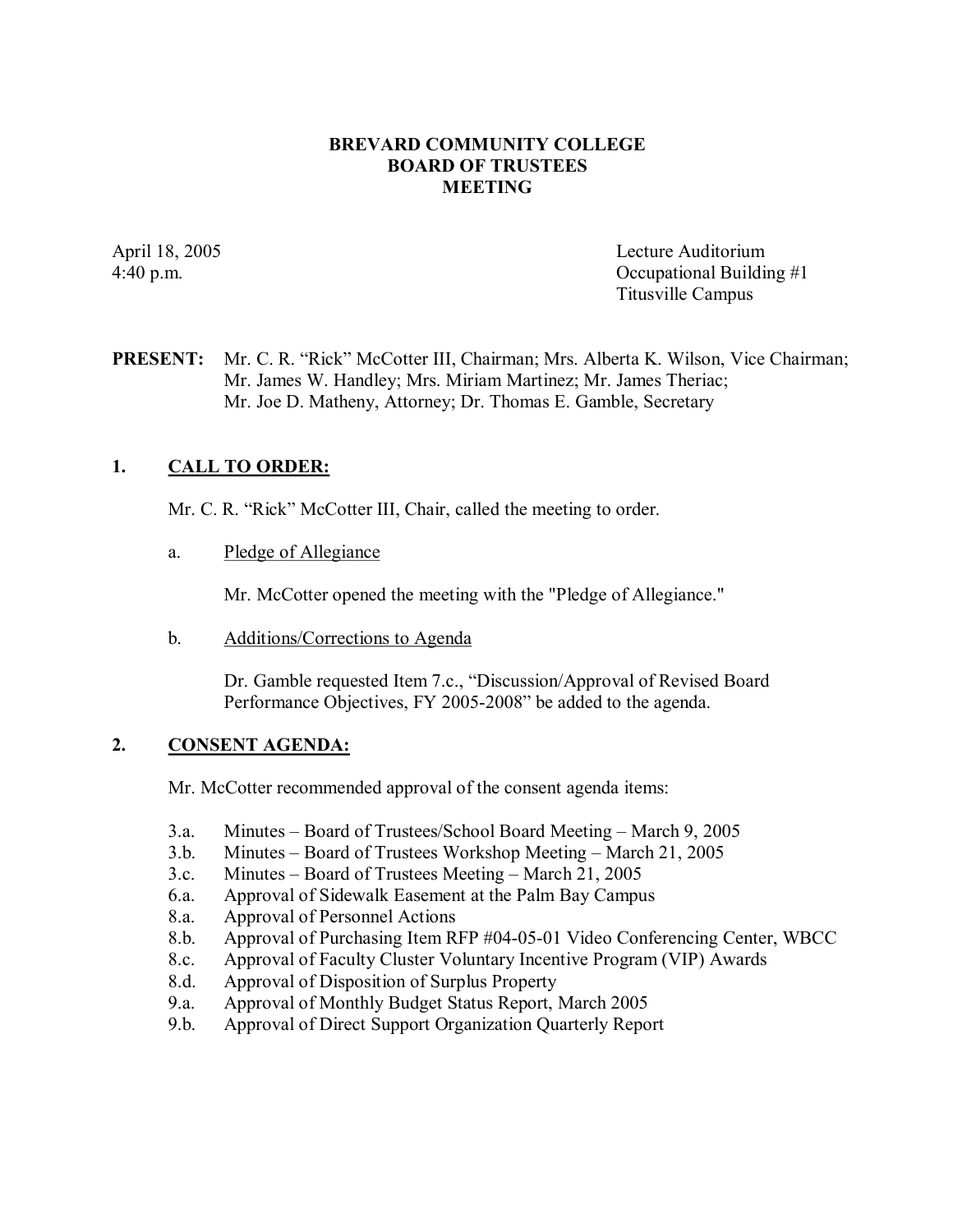# BREVARD COMMUNITY COLLEGE
# BOARD OF TRUSTEES
# MEETING

April 18, 2005
4:40 p.m.

Lecture Auditorium
Occupational Building #1
Titusville Campus

**PRESENT:** Mr. C. R. "Rick" McCotter III, Chairman; Mrs. Alberta K. Wilson, Vice Chairman; Mr. James W. Handley; Mrs. Miriam Martinez; Mr. James Theriac; Mr. Joe D. Matheny, Attorney; Dr. Thomas E. Gamble, Secretary

## 1. CALL TO ORDER:

Mr. C. R. "Rick" McCotter III, Chair, called the meeting to order.

a. Pledge of Allegiance

Mr. McCotter opened the meeting with the "Pledge of Allegiance."

b. Additions/Corrections to Agenda

Dr. Gamble requested Item 7.c., "Discussion/Approval of Revised Board Performance Objectives, FY 2005-2008" be added to the agenda.

## 2. CONSENT AGENDA:

Mr. McCotter recommended approval of the consent agenda items:

- 3.a. Minutes – Board of Trustees/School Board Meeting – March 9, 2005
- 3.b. Minutes – Board of Trustees Workshop Meeting – March 21, 2005
- 3.c. Minutes – Board of Trustees Meeting – March 21, 2005
- 6.a. Approval of Sidewalk Easement at the Palm Bay Campus
- 8.a. Approval of Personnel Actions
- 8.b. Approval of Purchasing Item RFP #04-05-01 Video Conferencing Center, WBCC
- 8.c. Approval of Faculty Cluster Voluntary Incentive Program (VIP) Awards
- 8.d. Approval of Disposition of Surplus Property
- 9.a. Approval of Monthly Budget Status Report, March 2005
- 9.b. Approval of Direct Support Organization Quarterly Report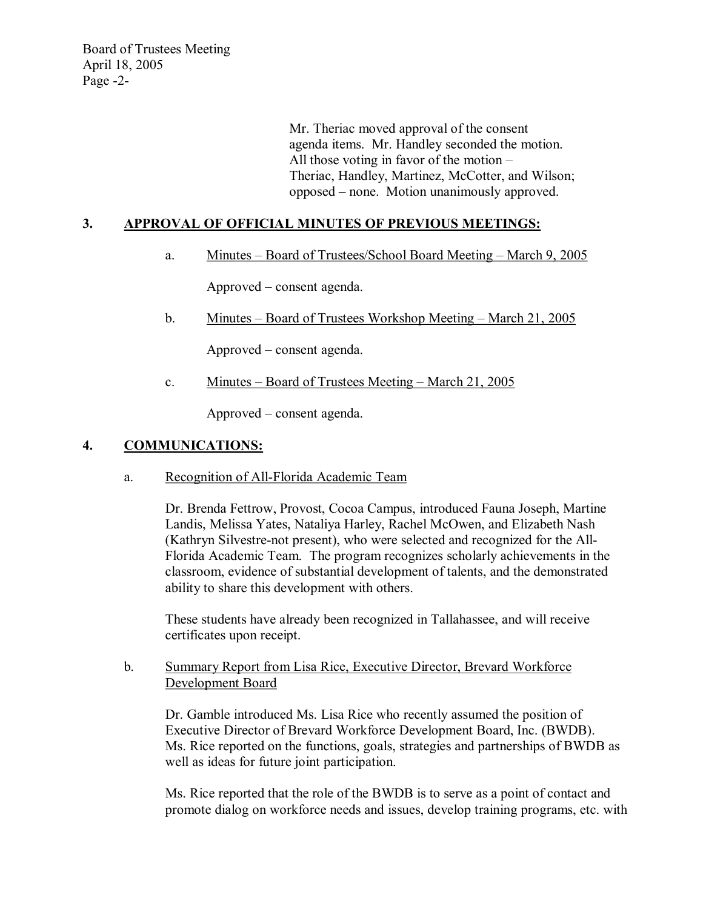Mr. Theriac moved approval of the consent agenda items. Mr. Handley seconded the motion. All those voting in favor of the motion – Theriac, Handley, Martinez, McCotter, and Wilson; opposed – none. Motion unanimously approved.

## 3. APPROVAL OF OFFICIAL MINUTES OF PREVIOUS MEETINGS:

a. Minutes – Board of Trustees/School Board Meeting – March 9, 2005

Approved – consent agenda.

b. Minutes – Board of Trustees Workshop Meeting – March 21, 2005

Approved – consent agenda.

c. Minutes – Board of Trustees Meeting – March 21, 2005

Approved – consent agenda.

## 4. COMMUNICATIONS:

a. Recognition of All-Florida Academic Team

Dr. Brenda Fettrow, Provost, Cocoa Campus, introduced Fauna Joseph, Martine Landis, Melissa Yates, Nataliya Harley, Rachel McOwen, and Elizabeth Nash (Kathryn Silvestre-not present), who were selected and recognized for the All-Florida Academic Team. The program recognizes scholarly achievements in the classroom, evidence of substantial development of talents, and the demonstrated ability to share this development with others.

These students have already been recognized in Tallahassee, and will receive certificates upon receipt.

b. Summary Report from Lisa Rice, Executive Director, Brevard Workforce Development Board

Dr. Gamble introduced Ms. Lisa Rice who recently assumed the position of Executive Director of Brevard Workforce Development Board, Inc. (BWDB). Ms. Rice reported on the functions, goals, strategies and partnerships of BWDB as well as ideas for future joint participation.

Ms. Rice reported that the role of the BWDB is to serve as a point of contact and promote dialog on workforce needs and issues, develop training programs, etc. with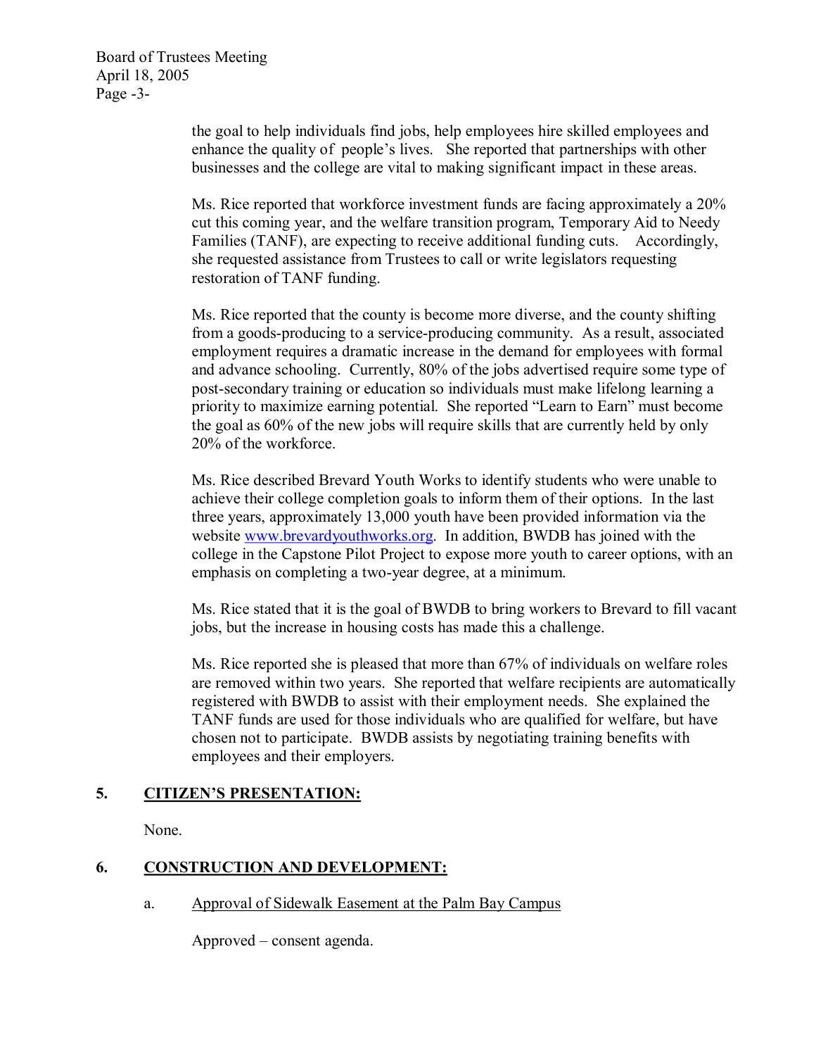the goal to help individuals find jobs, help employees hire skilled employees and enhance the quality of people's lives. She reported that partnerships with other businesses and the college are vital to making significant impact in these areas.

Ms. Rice reported that workforce investment funds are facing approximately a 20% cut this coming year, and the welfare transition program, Temporary Aid to Needy Families (TANF), are expecting to receive additional funding cuts. Accordingly, she requested assistance from Trustees to call or write legislators requesting restoration of TANF funding.

Ms. Rice reported that the county is become more diverse, and the county shifting from a goods-producing to a service-producing community. As a result, associated employment requires a dramatic increase in the demand for employees with formal and advance schooling. Currently, 80% of the jobs advertised require some type of post-secondary training or education so individuals must make lifelong learning a priority to maximize earning potential. She reported "Learn to Earn" must become the goal as 60% of the new jobs will require skills that are currently held by only 20% of the workforce.

Ms. Rice described Brevard Youth Works to identify students who were unable to achieve their college completion goals to inform them of their options. In the last three years, approximately 13,000 youth have been provided information via the website www.brevardyouthworks.org. In addition, BWDB has joined with the college in the Capstone Pilot Project to expose more youth to career options, with an emphasis on completing a two-year degree, at a minimum.

Ms. Rice stated that it is the goal of BWDB to bring workers to Brevard to fill vacant jobs, but the increase in housing costs has made this a challenge.

Ms. Rice reported she is pleased that more than 67% of individuals on welfare roles are removed within two years. She reported that welfare recipients are automatically registered with BWDB to assist with their employment needs. She explained the TANF funds are used for those individuals who are qualified for welfare, but have chosen not to participate. BWDB assists by negotiating training benefits with employees and their employers.

## 5. CITIZEN'S PRESENTATION:

None.

## 6. CONSTRUCTION AND DEVELOPMENT:

a. Approval of Sidewalk Easement at the Palm Bay Campus

Approved – consent agenda.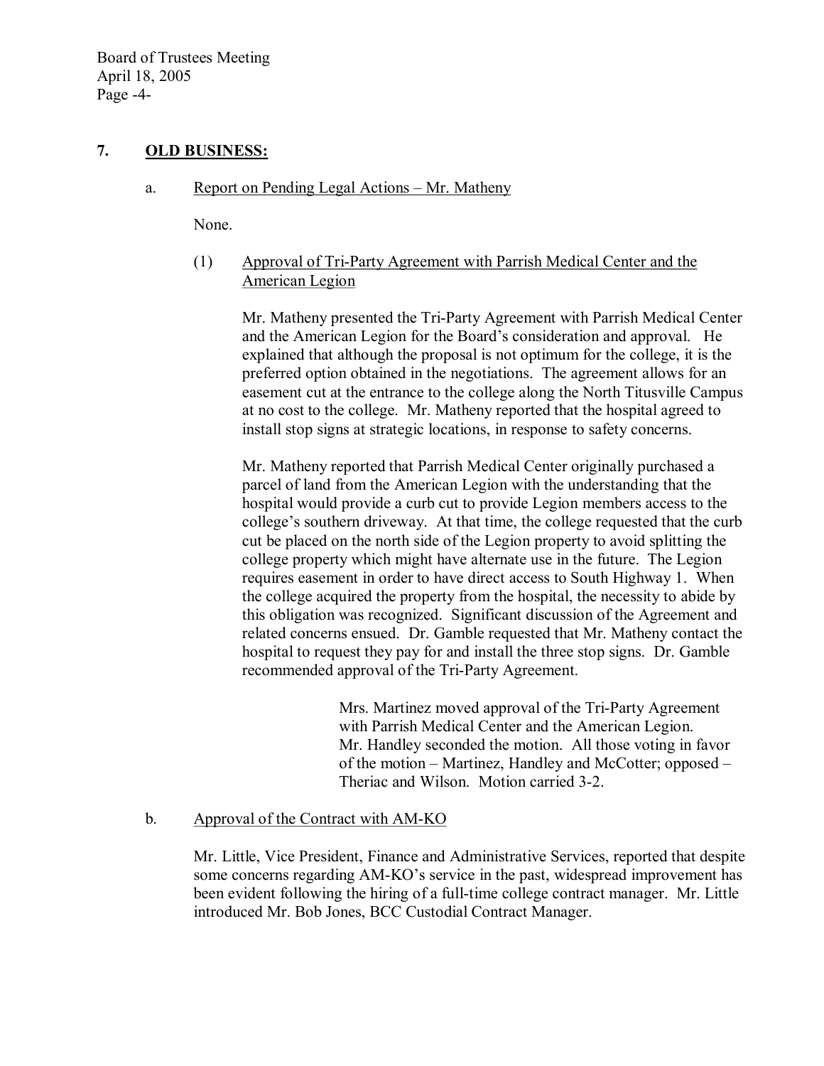## 7. OLD BUSINESS:

a. Report on Pending Legal Actions – Mr. Matheny

None.

(1) Approval of Tri-Party Agreement with Parrish Medical Center and the American Legion

Mr. Matheny presented the Tri-Party Agreement with Parrish Medical Center and the American Legion for the Board's consideration and approval. He explained that although the proposal is not optimum for the college, it is the preferred option obtained in the negotiations. The agreement allows for an easement cut at the entrance to the college along the North Titusville Campus at no cost to the college. Mr. Matheny reported that the hospital agreed to install stop signs at strategic locations, in response to safety concerns.

Mr. Matheny reported that Parrish Medical Center originally purchased a parcel of land from the American Legion with the understanding that the hospital would provide a curb cut to provide Legion members access to the college's southern driveway. At that time, the college requested that the curb cut be placed on the north side of the Legion property to avoid splitting the college property which might have alternate use in the future. The Legion requires easement in order to have direct access to South Highway 1. When the college acquired the property from the hospital, the necessity to abide by this obligation was recognized. Significant discussion of the Agreement and related concerns ensued. Dr. Gamble requested that Mr. Matheny contact the hospital to request they pay for and install the three stop signs. Dr. Gamble recommended approval of the Tri-Party Agreement.

> Mrs. Martinez moved approval of the Tri-Party Agreement with Parrish Medical Center and the American Legion. Mr. Handley seconded the motion. All those voting in favor of the motion – Martinez, Handley and McCotter; opposed – Theriac and Wilson. Motion carried 3-2.

b. Approval of the Contract with AM-KO

Mr. Little, Vice President, Finance and Administrative Services, reported that despite some concerns regarding AM-KO's service in the past, widespread improvement has been evident following the hiring of a full-time college contract manager. Mr. Little introduced Mr. Bob Jones, BCC Custodial Contract Manager.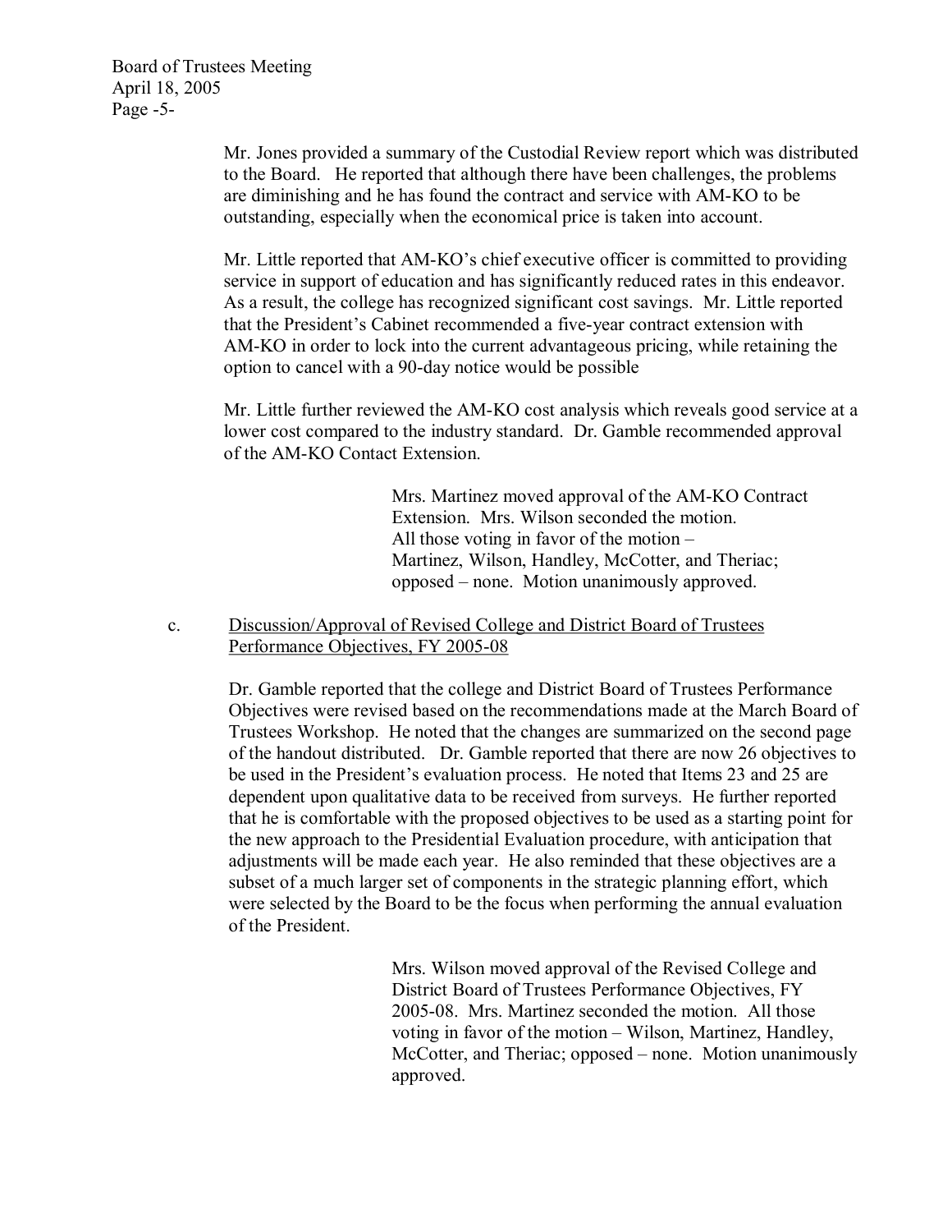Mr. Jones provided a summary of the Custodial Review report which was distributed to the Board. He reported that although there have been challenges, the problems are diminishing and he has found the contract and service with AM-KO to be outstanding, especially when the economical price is taken into account.

Mr. Little reported that AM-KO's chief executive officer is committed to providing service in support of education and has significantly reduced rates in this endeavor. As a result, the college has recognized significant cost savings. Mr. Little reported that the President's Cabinet recommended a five-year contract extension with AM-KO in order to lock into the current advantageous pricing, while retaining the option to cancel with a 90-day notice would be possible

Mr. Little further reviewed the AM-KO cost analysis which reveals good service at a lower cost compared to the industry standard. Dr. Gamble recommended approval of the AM-KO Contact Extension.

> Mrs. Martinez moved approval of the AM-KO Contract Extension. Mrs. Wilson seconded the motion. All those voting in favor of the motion – Martinez, Wilson, Handley, McCotter, and Theriac; opposed – none. Motion unanimously approved.

c. Discussion/Approval of Revised College and District Board of Trustees Performance Objectives, FY 2005-08

Dr. Gamble reported that the college and District Board of Trustees Performance Objectives were revised based on the recommendations made at the March Board of Trustees Workshop. He noted that the changes are summarized on the second page of the handout distributed. Dr. Gamble reported that there are now 26 objectives to be used in the President's evaluation process. He noted that Items 23 and 25 are dependent upon qualitative data to be received from surveys. He further reported that he is comfortable with the proposed objectives to be used as a starting point for the new approach to the Presidential Evaluation procedure, with anticipation that adjustments will be made each year. He also reminded that these objectives are a subset of a much larger set of components in the strategic planning effort, which were selected by the Board to be the focus when performing the annual evaluation of the President.

> Mrs. Wilson moved approval of the Revised College and District Board of Trustees Performance Objectives, FY 2005-08. Mrs. Martinez seconded the motion. All those voting in favor of the motion – Wilson, Martinez, Handley, McCotter, and Theriac; opposed – none. Motion unanimously approved.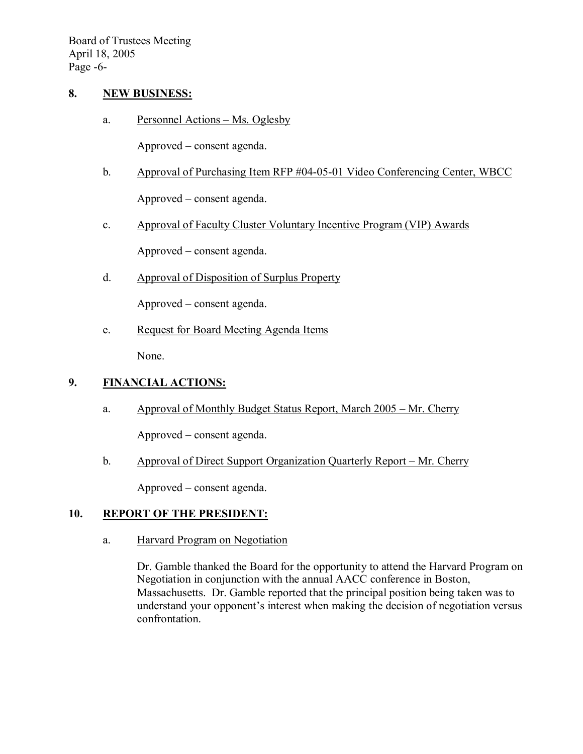## 8. NEW BUSINESS:

a. Personnel Actions – Ms. Oglesby

Approved – consent agenda.

b. Approval of Purchasing Item RFP #04-05-01 Video Conferencing Center, WBCC

Approved – consent agenda.

c. Approval of Faculty Cluster Voluntary Incentive Program (VIP) Awards

Approved – consent agenda.

d. Approval of Disposition of Surplus Property

Approved – consent agenda.

e. Request for Board Meeting Agenda Items

None.

## 9. FINANCIAL ACTIONS:

a. Approval of Monthly Budget Status Report, March 2005 – Mr. Cherry

Approved – consent agenda.

b. Approval of Direct Support Organization Quarterly Report – Mr. Cherry

Approved – consent agenda.

## 10. REPORT OF THE PRESIDENT:

a. Harvard Program on Negotiation

Dr. Gamble thanked the Board for the opportunity to attend the Harvard Program on Negotiation in conjunction with the annual AACC conference in Boston, Massachusetts. Dr. Gamble reported that the principal position being taken was to understand your opponent's interest when making the decision of negotiation versus confrontation.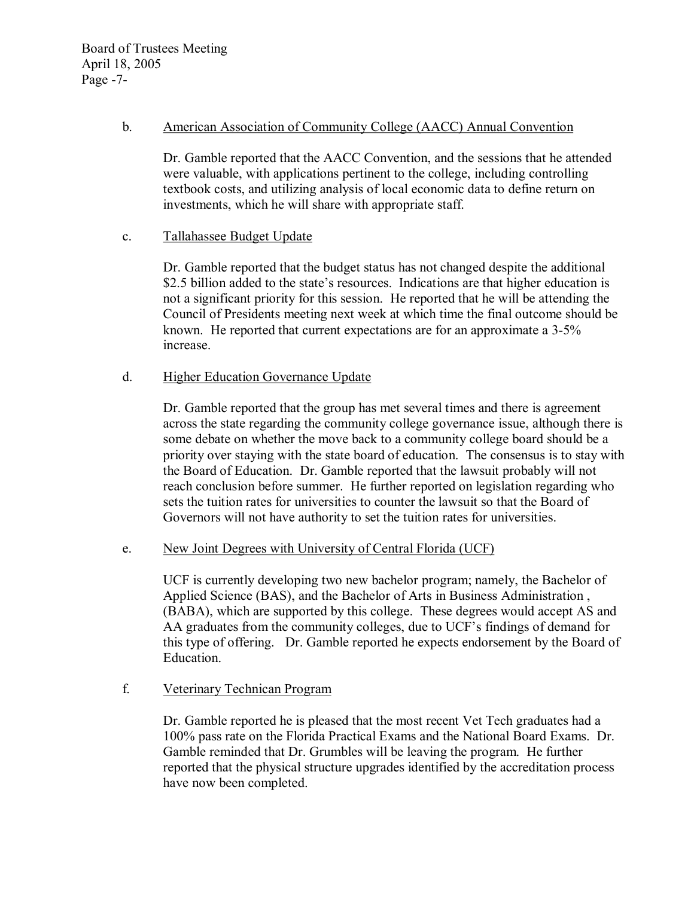b. <u>American Association of Community College (AACC) Annual Convention</u>

Dr. Gamble reported that the AACC Convention, and the sessions that he attended were valuable, with applications pertinent to the college, including controlling textbook costs, and utilizing analysis of local economic data to define return on investments, which he will share with appropriate staff.

c. <u>Tallahassee Budget Update</u>

Dr. Gamble reported that the budget status has not changed despite the additional $2.5 billion added to the state's resources. Indications are that higher education is not a significant priority for this session. He reported that he will be attending the Council of Presidents meeting next week at which time the final outcome should be known. He reported that current expectations are for an approximate a 3-5% increase.

d. <u>Higher Education Governance Update</u>

Dr. Gamble reported that the group has met several times and there is agreement across the state regarding the community college governance issue, although there is some debate on whether the move back to a community college board should be a priority over staying with the state board of education. The consensus is to stay with the Board of Education. Dr. Gamble reported that the lawsuit probably will not reach conclusion before summer. He further reported on legislation regarding who sets the tuition rates for universities to counter the lawsuit so that the Board of Governors will not have authority to set the tuition rates for universities.

e. <u>New Joint Degrees with University of Central Florida (UCF)</u>

UCF is currently developing two new bachelor program; namely, the Bachelor of Applied Science (BAS), and the Bachelor of Arts in Business Administration , (BABA), which are supported by this college. These degrees would accept AS and AA graduates from the community colleges, due to UCF's findings of demand for this type of offering. Dr. Gamble reported he expects endorsement by the Board of Education.

f. <u>Veterinary Technican Program</u>

Dr. Gamble reported he is pleased that the most recent Vet Tech graduates had a 100% pass rate on the Florida Practical Exams and the National Board Exams. Dr. Gamble reminded that Dr. Grumbles will be leaving the program. He further reported that the physical structure upgrades identified by the accreditation process have now been completed.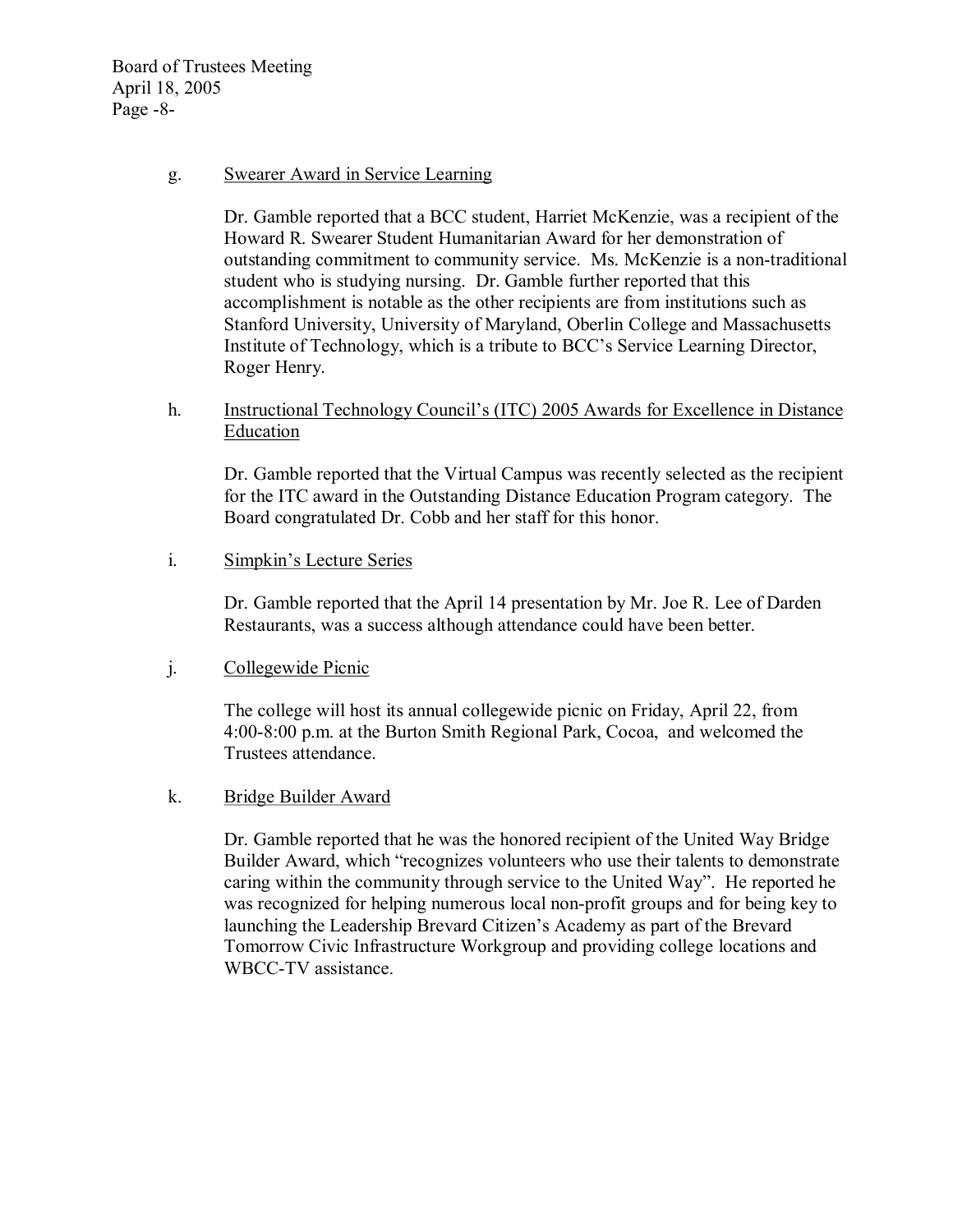g. Swearer Award in Service Learning

Dr. Gamble reported that a BCC student, Harriet McKenzie, was a recipient of the Howard R. Swearer Student Humanitarian Award for her demonstration of outstanding commitment to community service. Ms. McKenzie is a non-traditional student who is studying nursing. Dr. Gamble further reported that this accomplishment is notable as the other recipients are from institutions such as Stanford University, University of Maryland, Oberlin College and Massachusetts Institute of Technology, which is a tribute to BCC's Service Learning Director, Roger Henry.

h. Instructional Technology Council's (ITC) 2005 Awards for Excellence in Distance Education

Dr. Gamble reported that the Virtual Campus was recently selected as the recipient for the ITC award in the Outstanding Distance Education Program category. The Board congratulated Dr. Cobb and her staff for this honor.

i. Simpkin's Lecture Series

Dr. Gamble reported that the April 14 presentation by Mr. Joe R. Lee of Darden Restaurants, was a success although attendance could have been better.

j. Collegewide Picnic

The college will host its annual collegewide picnic on Friday, April 22, from 4:00-8:00 p.m. at the Burton Smith Regional Park, Cocoa, and welcomed the Trustees attendance.

k. Bridge Builder Award

Dr. Gamble reported that he was the honored recipient of the United Way Bridge Builder Award, which "recognizes volunteers who use their talents to demonstrate caring within the community through service to the United Way". He reported he was recognized for helping numerous local non-profit groups and for being key to launching the Leadership Brevard Citizen's Academy as part of the Brevard Tomorrow Civic Infrastructure Workgroup and providing college locations and WBCC-TV assistance.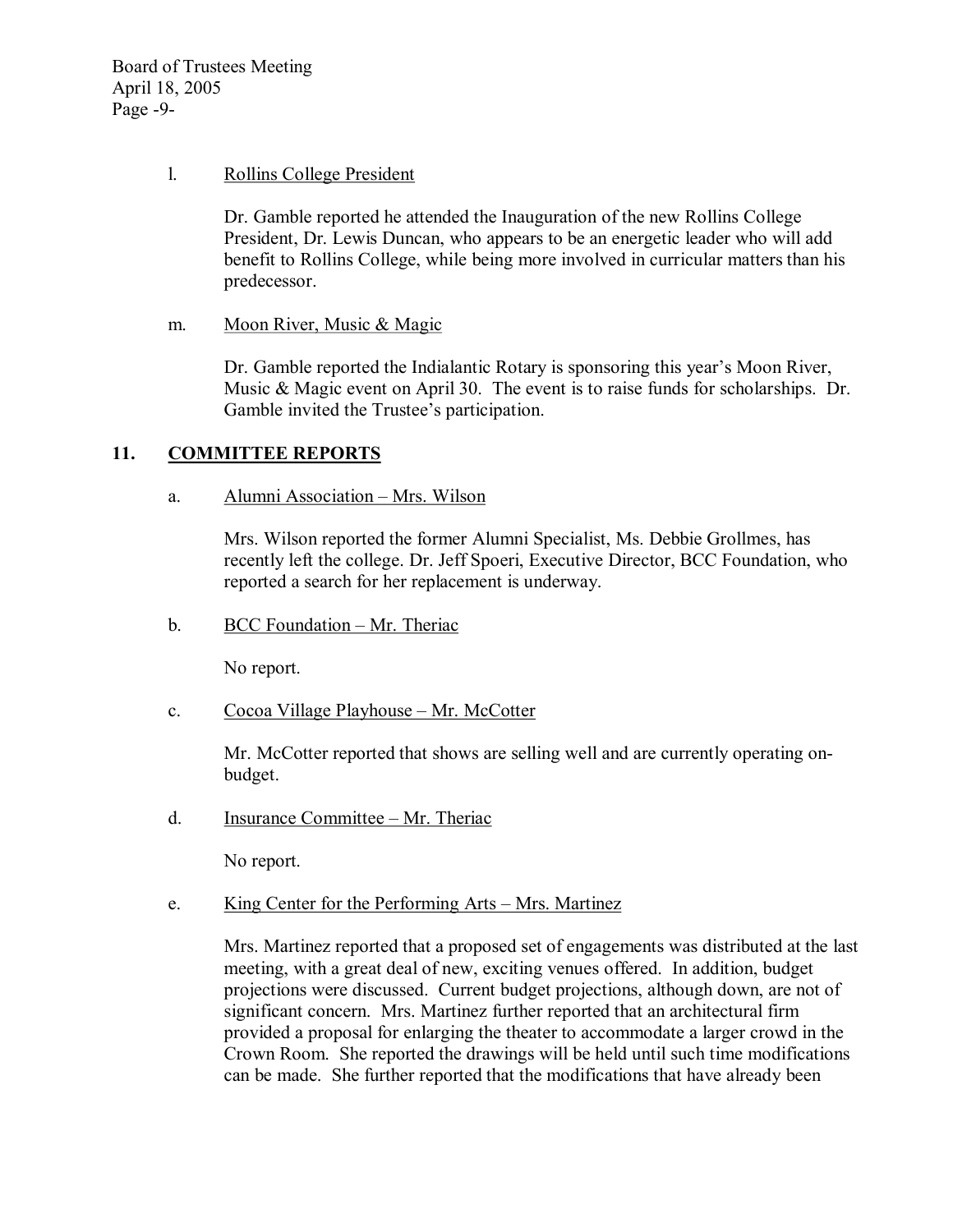l. Rollins College President

Dr. Gamble reported he attended the Inauguration of the new Rollins College President, Dr. Lewis Duncan, who appears to be an energetic leader who will add benefit to Rollins College, while being more involved in curricular matters than his predecessor.

m. Moon River, Music & Magic

Dr. Gamble reported the Indialantic Rotary is sponsoring this year's Moon River, Music & Magic event on April 30. The event is to raise funds for scholarships. Dr. Gamble invited the Trustee's participation.

## 11. COMMITTEE REPORTS

a. Alumni Association – Mrs. Wilson

Mrs. Wilson reported the former Alumni Specialist, Ms. Debbie Grollmes, has recently left the college. Dr. Jeff Spoeri, Executive Director, BCC Foundation, who reported a search for her replacement is underway.

b. BCC Foundation – Mr. Theriac

No report.

c. Cocoa Village Playhouse – Mr. McCotter

Mr. McCotter reported that shows are selling well and are currently operating on-budget.

d. Insurance Committee – Mr. Theriac

No report.

e. King Center for the Performing Arts – Mrs. Martinez

Mrs. Martinez reported that a proposed set of engagements was distributed at the last meeting, with a great deal of new, exciting venues offered. In addition, budget projections were discussed. Current budget projections, although down, are not of significant concern. Mrs. Martinez further reported that an architectural firm provided a proposal for enlarging the theater to accommodate a larger crowd in the Crown Room. She reported the drawings will be held until such time modifications can be made. She further reported that the modifications that have already been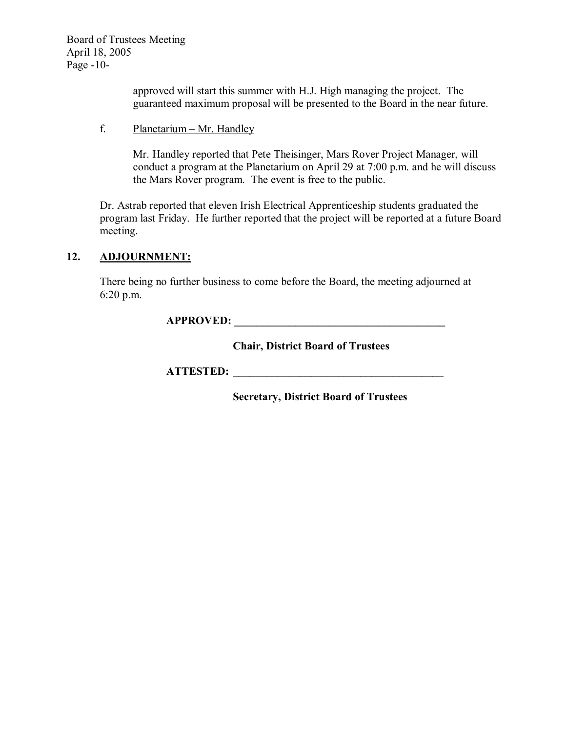approved will start this summer with H.J. High managing the project. The guaranteed maximum proposal will be presented to the Board in the near future.

f. Planetarium – Mr. Handley

Mr. Handley reported that Pete Theisinger, Mars Rover Project Manager, will conduct a program at the Planetarium on April 29 at 7:00 p.m. and he will discuss the Mars Rover program. The event is free to the public.

Dr. Astrab reported that eleven Irish Electrical Apprenticeship students graduated the program last Friday. He further reported that the project will be reported at a future Board meeting.

## 12. ADJOURNMENT:

There being no further business to come before the Board, the meeting adjourned at 6:20 p.m.

**APPROVED: \_\_\_\_\_\_\_\_\_\_\_\_\_\_\_\_\_\_\_\_\_\_\_\_\_\_\_\_\_\_\_\_\_\_\_\_\_\_\_\_**

**Chair, District Board of Trustees**

**ATTESTED: \_\_\_\_\_\_\_\_\_\_\_\_\_\_\_\_\_\_\_\_\_\_\_\_\_\_\_\_\_\_\_\_\_\_\_\_\_\_\_\_**

**Secretary, District Board of Trustees**